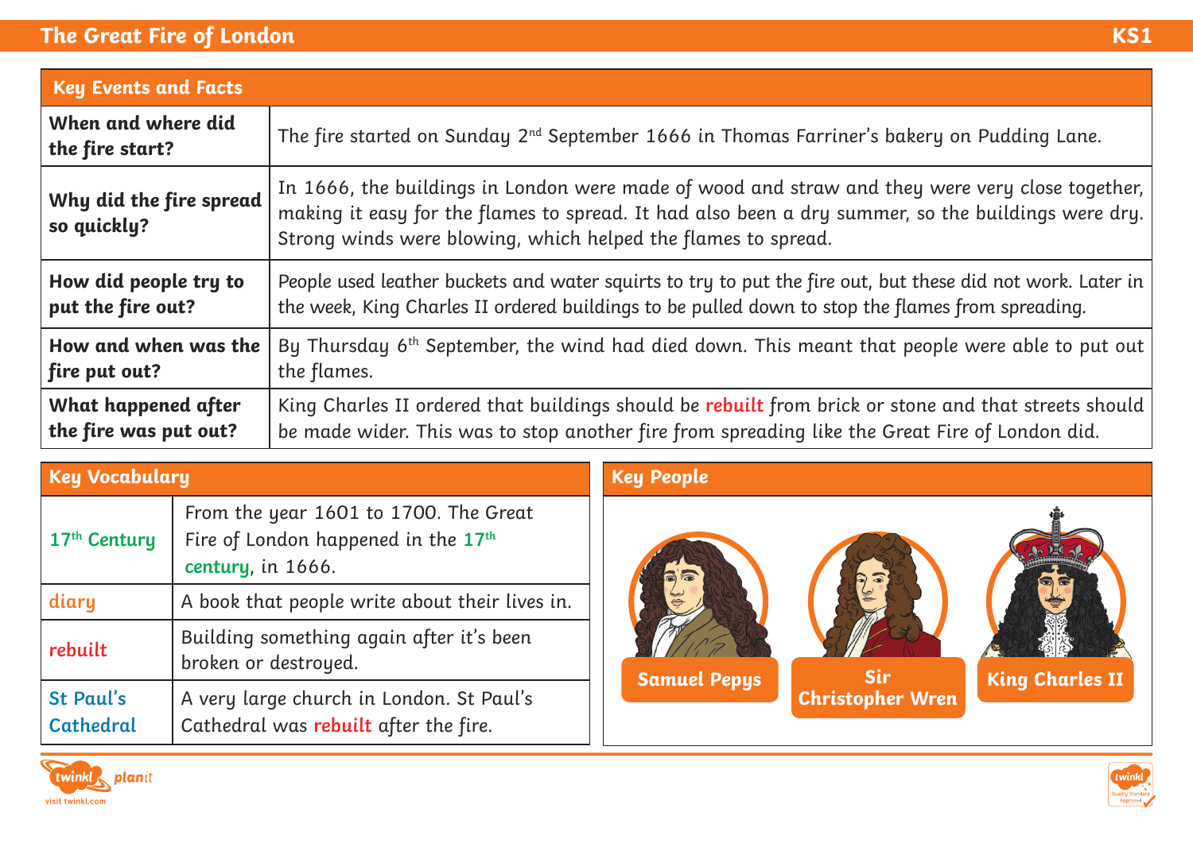# The Great Fire of London

KS1

## Key Events and Facts

| Key Events and Facts | |
|---|---|
| **When and where did the fire start?** | The fire started on Sunday 2nd September 1666 in Thomas Farriner's bakery on Pudding Lane. |
| **Why did the fire spread so quickly?** | In 1666, the buildings in London were made of wood and straw and they were very close together, making it easy for the flames to spread. It had also been a dry summer, so the buildings were dry. Strong winds were blowing, which helped the flames to spread. |
| **How did people try to put the fire out?** | People used leather buckets and water squirts to try to put the fire out, but these did not work. Later in the week, King Charles II ordered buildings to be pulled down to stop the flames from spreading. |
| **How and when was the fire put out?** | By Thursday 6th September, the wind had died down. This meant that people were able to put out the flames. |
| **What happened after the fire was put out?** | King Charles II ordered that buildings should be **rebuilt** from brick or stone and that streets should be made wider. This was to stop another fire from spreading like the Great Fire of London did. |

## Key Vocabulary

| Key Vocabulary | |
|---|---|
| **17th Century** | From the year 1601 to 1700. The Great Fire of London happened in the **17th century**, in 1666. |
| **diary** | A book that people write about their lives in. |
| **rebuilt** | Building something again after it's been broken or destroyed. |
| **St Paul's Cathedral** | A very large church in London. St Paul's Cathedral was **rebuilt** after the fire. |

## Key People

Samuel Pepys

Sir Christopher Wren

King Charles II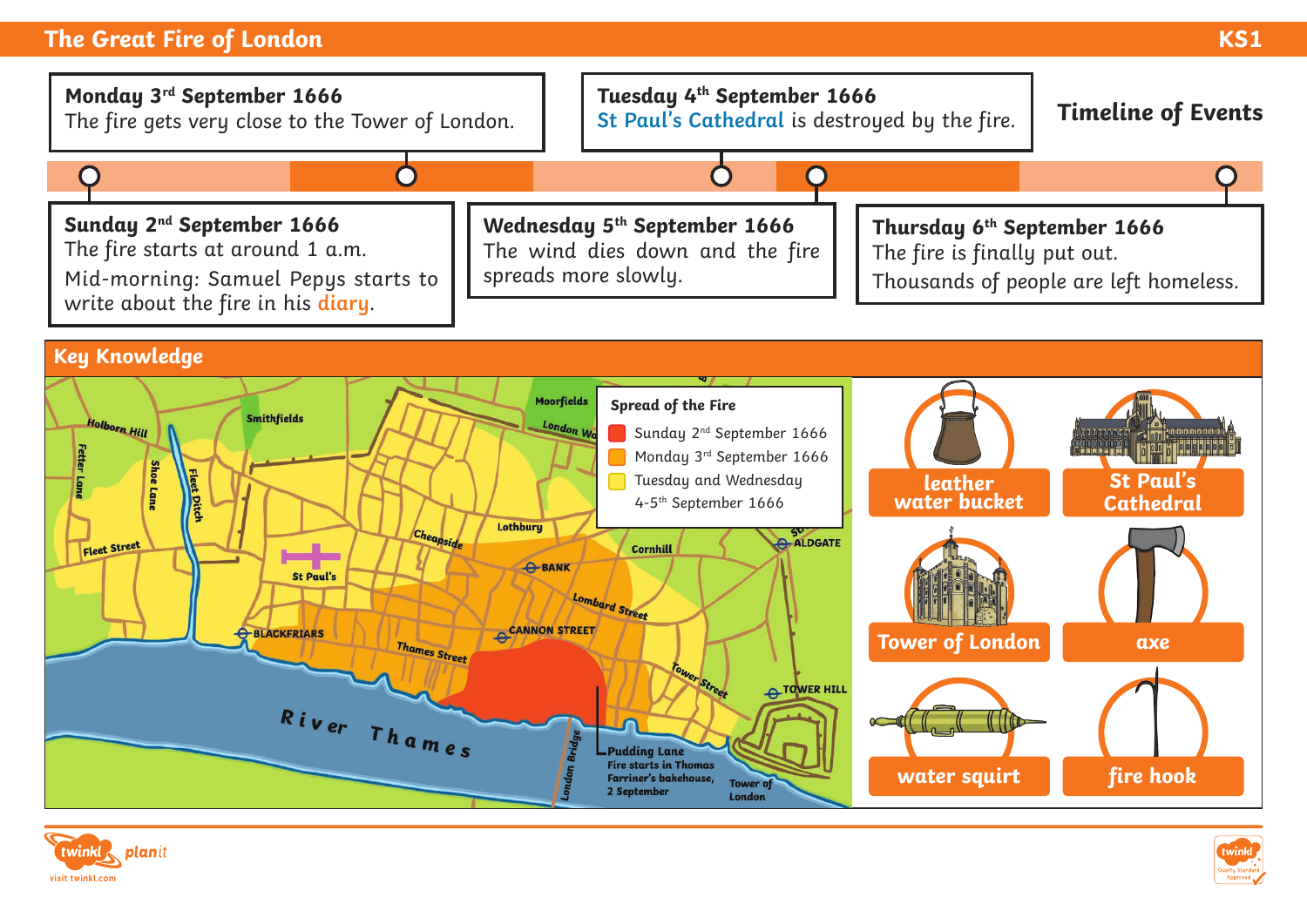# The Great Fire of London

KS1

## Timeline of Events

**Sunday 2nd September 1666**
The fire starts at around 1 a.m.
Mid-morning: Samuel Pepys starts to write about the fire in his **diary**.

**Monday 3rd September 1666**
The fire gets very close to the Tower of London.

**Tuesday 4th September 1666**
**St Paul's Cathedral** is destroyed by the fire.

**Wednesday 5th September 1666**
The wind dies down and the fire spreads more slowly.

**Thursday 6th September 1666**
The fire is finally put out.
Thousands of people are left homeless.

## Key Knowledge

**Spread of the Fire**
- Sunday 2nd September 1666
- Monday 3rd September 1666
- Tuesday and Wednesday 4-5th September 1666

Holborn Hill
Fetter Lane
Shoe Lane
Fleet Ditch
Smithfields
Moorfields
London Wall
Fleet Street
St Paul's
Cheapside
Lothbury
Cornhill
ALDGATE
BANK
Lombard Street
BLACKFRIARS
CANNON STREET
Thames Street
Tower Street
TOWER HILL
River Thames
London Bridge
Pudding Lane
Fire starts in Thomas Farriner's bakehouse, 2 September
Tower of London

leather water bucket
St Paul's Cathedral
Tower of London
axe
water squirt
fire hook